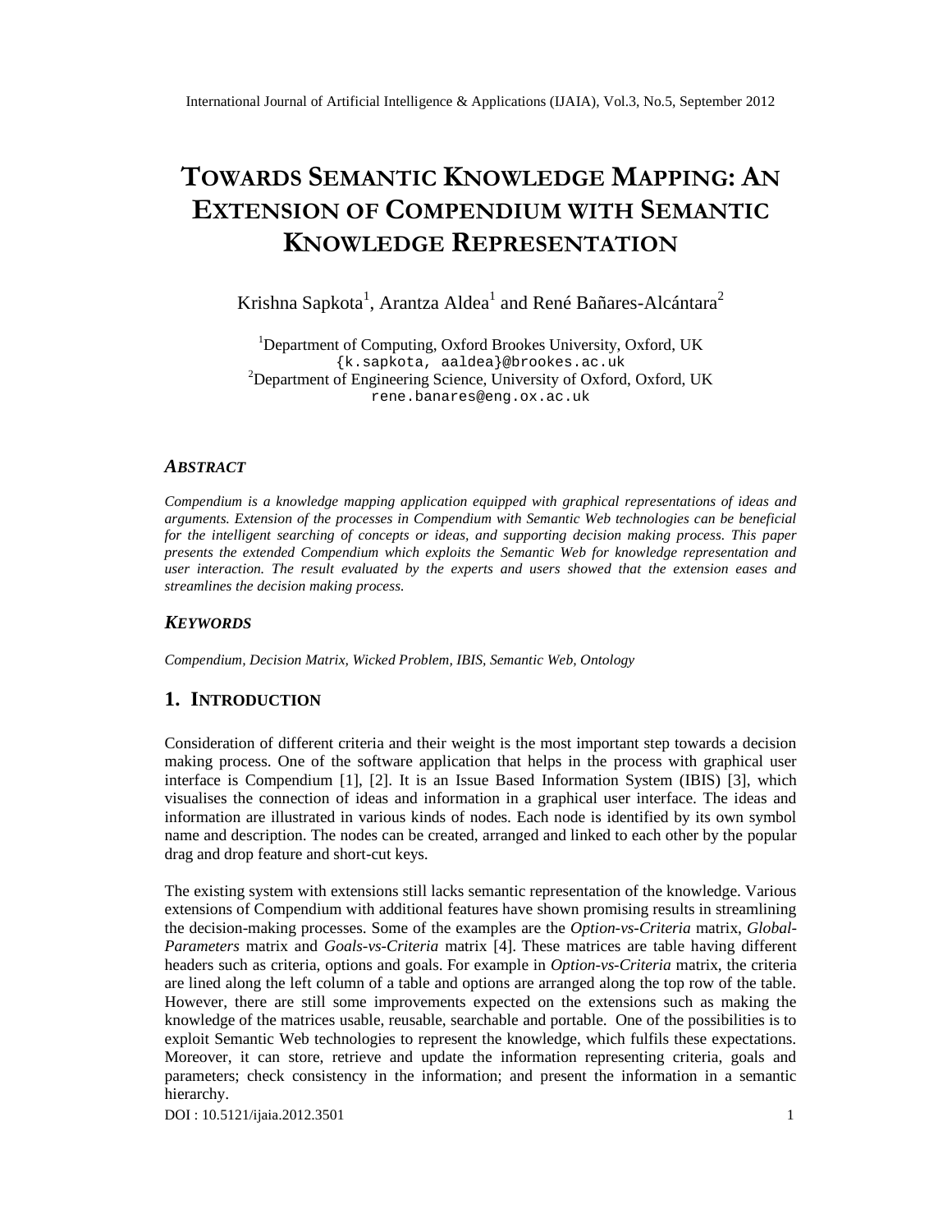# TOWARDS SEMANTIC KNOWLEDGE MAPPING: AN EXTENSION OF COMPENDIUM WITH SEMANTIC KNOWLEDGE REPRESENTATION

Krishna Sapkota[1], Arantza Aldea[1] and René Bañares-Alcántara[2]

[1]Department of Computing, Oxford Brookes University, Oxford, UK
{k.sapkota, aaldea}@brookes.ac.uk
[2]Department of Engineering Science, University of Oxford, Oxford, UK
rene.banares@eng.ox.ac.uk

## ABSTRACT

*Compendium is a knowledge mapping application equipped with graphical representations of ideas and arguments. Extension of the processes in Compendium with Semantic Web technologies can be beneficial for the intelligent searching of concepts or ideas, and supporting decision making process. This paper presents the extended Compendium which exploits the Semantic Web for knowledge representation and user interaction. The result evaluated by the experts and users showed that the extension eases and streamlines the decision making process.*

## KEYWORDS

*Compendium, Decision Matrix, Wicked Problem, IBIS, Semantic Web, Ontology*

## 1. INTRODUCTION

Consideration of different criteria and their weight is the most important step towards a decision making process. One of the software application that helps in the process with graphical user interface is Compendium [1], [2]. It is an Issue Based Information System (IBIS) [3], which visualises the connection of ideas and information in a graphical user interface. The ideas and information are illustrated in various kinds of nodes. Each node is identified by its own symbol name and description. The nodes can be created, arranged and linked to each other by the popular drag and drop feature and short-cut keys.

The existing system with extensions still lacks semantic representation of the knowledge. Various extensions of Compendium with additional features have shown promising results in streamlining the decision-making processes. Some of the examples are the *Option-vs-Criteria* matrix, *Global-Parameters* matrix and *Goals-vs-Criteria* matrix [4]. These matrices are table having different headers such as criteria, options and goals. For example in *Option-vs-Criteria* matrix, the criteria are lined along the left column of a table and options are arranged along the top row of the table. However, there are still some improvements expected on the extensions such as making the knowledge of the matrices usable, reusable, searchable and portable. One of the possibilities is to exploit Semantic Web technologies to represent the knowledge, which fulfils these expectations. Moreover, it can store, retrieve and update the information representing criteria, goals and parameters; check consistency in the information; and present the information in a semantic hierarchy.

DOI : 10.5121/ijaia.2012.3501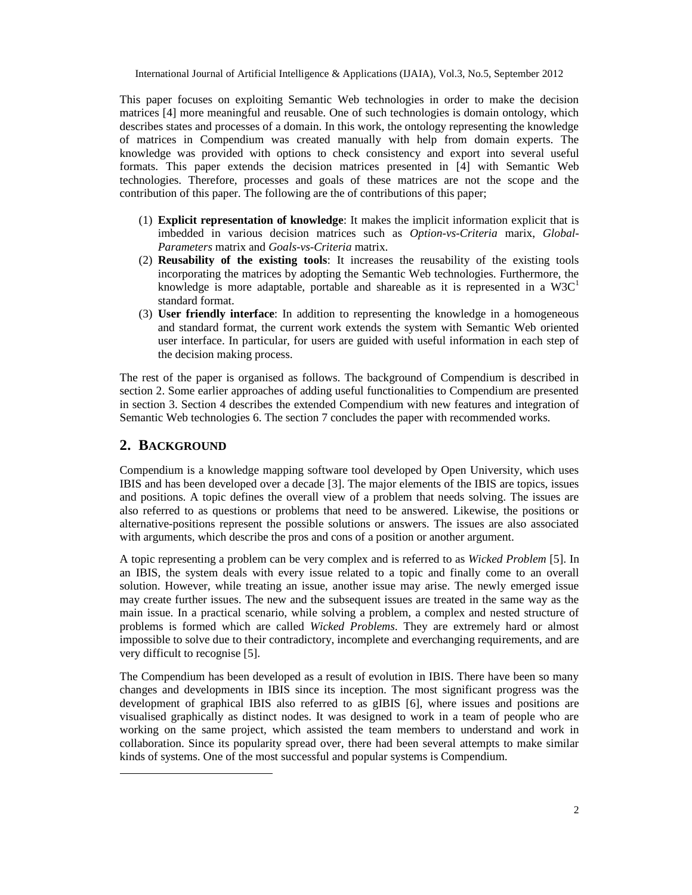This paper focuses on exploiting Semantic Web technologies in order to make the decision matrices [4] more meaningful and reusable. One of such technologies is domain ontology, which describes states and processes of a domain. In this work, the ontology representing the knowledge of matrices in Compendium was created manually with help from domain experts. The knowledge was provided with options to check consistency and export into several useful formats. This paper extends the decision matrices presented in [4] with Semantic Web technologies. Therefore, processes and goals of these matrices are not the scope and the contribution of this paper. The following are the of contributions of this paper;

1. **Explicit representation of knowledge**: It makes the implicit information explicit that is imbedded in various decision matrices such as *Option-vs-Criteria* marix, *Global-Parameters* matrix and *Goals-vs-Criteria* matrix.
2. **Reusability of the existing tools**: It increases the reusability of the existing tools incorporating the matrices by adopting the Semantic Web technologies. Furthermore, the knowledge is more adaptable, portable and shareable as it is represented in a W3C[1] standard format.
3. **User friendly interface**: In addition to representing the knowledge in a homogeneous and standard format, the current work extends the system with Semantic Web oriented user interface. In particular, for users are guided with useful information in each step of the decision making process.

The rest of the paper is organised as follows. The background of Compendium is described in section 2. Some earlier approaches of adding useful functionalities to Compendium are presented in section 3. Section 4 describes the extended Compendium with new features and integration of Semantic Web technologies 6. The section 7 concludes the paper with recommended works.

## 2. BACKGROUND

Compendium is a knowledge mapping software tool developed by Open University, which uses IBIS and has been developed over a decade [3]. The major elements of the IBIS are topics, issues and positions. A topic defines the overall view of a problem that needs solving. The issues are also referred to as questions or problems that need to be answered. Likewise, the positions or alternative-positions represent the possible solutions or answers. The issues are also associated with arguments, which describe the pros and cons of a position or another argument.

A topic representing a problem can be very complex and is referred to as *Wicked Problem* [5]. In an IBIS, the system deals with every issue related to a topic and finally come to an overall solution. However, while treating an issue, another issue may arise. The newly emerged issue may create further issues. The new and the subsequent issues are treated in the same way as the main issue. In a practical scenario, while solving a problem, a complex and nested structure of problems is formed which are called *Wicked Problems*. They are extremely hard or almost impossible to solve due to their contradictory, incomplete and everchanging requirements, and are very difficult to recognise [5].

The Compendium has been developed as a result of evolution in IBIS. There have been so many changes and developments in IBIS since its inception. The most significant progress was the development of graphical IBIS also referred to as gIBIS [6], where issues and positions are visualised graphically as distinct nodes. It was designed to work in a team of people who are working on the same project, which assisted the team members to understand and work in collaboration. Since its popularity spread over, there had been several attempts to make similar kinds of systems. One of the most successful and popular systems is Compendium.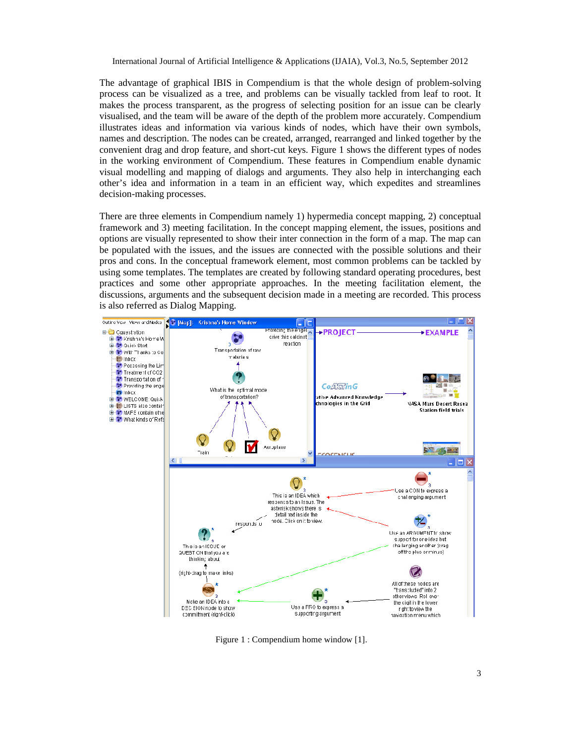The advantage of graphical IBIS in Compendium is that the whole design of problem-solving process can be visualized as a tree, and problems can be visually tackled from leaf to root. It makes the process transparent, as the progress of selecting position for an issue can be clearly visualised, and the team will be aware of the depth of the problem more accurately. Compendium illustrates ideas and information via various kinds of nodes, which have their own symbols, names and description. The nodes can be created, arranged, rearranged and linked together by the convenient drag and drop feature, and short-cut keys. Figure 1 shows the different types of nodes in the working environment of Compendium. These features in Compendium enable dynamic visual modelling and mapping of dialogs and arguments. They also help in interchanging each other's idea and information in a team in an efficient way, which expedites and streamlines decision-making processes.

There are three elements in Compendium namely 1) hypermedia concept mapping, 2) conceptual framework and 3) meeting facilitation. In the concept mapping element, the issues, positions and options are visually represented to show their inter connection in the form of a map. The map can be populated with the issues, and the issues are connected with the possible solutions and their pros and cons. In the conceptual framework element, most common problems can be tackled by using some templates. The templates are created by following standard operating procedures, best practices and some other appropriate approaches. In the meeting facilitation element, the discussions, arguments and the subsequent decision made in a meeting are recorded. This process is also referred as Dialog Mapping.

Figure 1 : Compendium home window [1].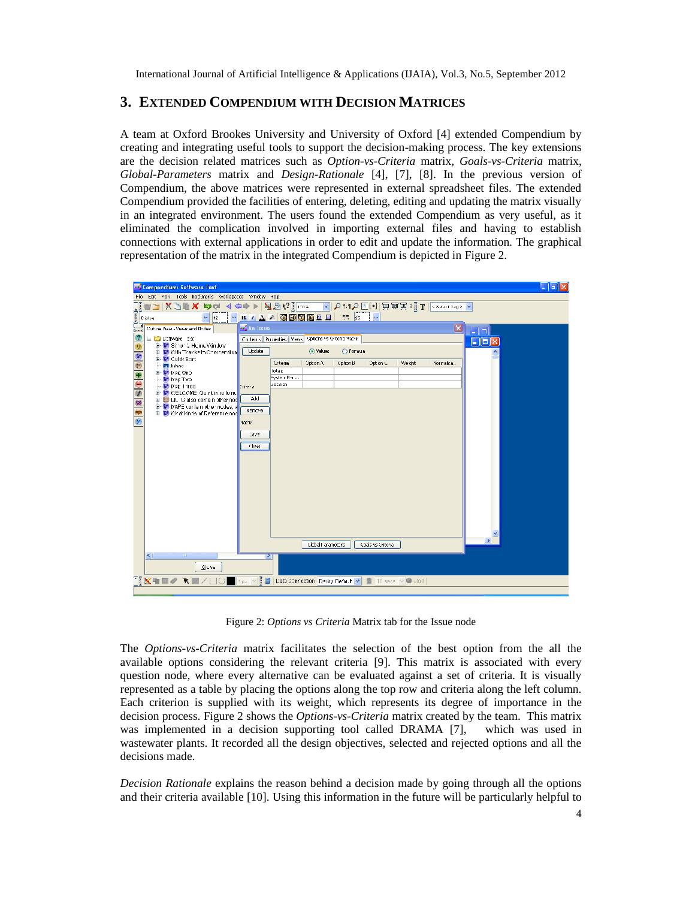## 3. EXTENDED COMPENDIUM WITH DECISION MATRICES

A team at Oxford Brookes University and University of Oxford [4] extended Compendium by creating and integrating useful tools to support the decision-making process. The key extensions are the decision related matrices such as *Option-vs-Criteria* matrix, *Goals-vs-Criteria* matrix, *Global-Parameters* matrix and *Design-Rationale* [4], [7], [8]. In the previous version of Compendium, the above matrices were represented in external spreadsheet files. The extended Compendium provided the facilities of entering, deleting, editing and updating the matrix visually in an integrated environment. The users found the extended Compendium as very useful, as it eliminated the complication involved in importing external files and having to establish connections with external applications in order to edit and update the information. The graphical representation of the matrix in the integrated Compendium is depicted in Figure 2.

Figure 2: *Options vs Criteria* Matrix tab for the Issue node

The *Options-vs-Criteria* matrix facilitates the selection of the best option from the all the available options considering the relevant criteria [9]. This matrix is associated with every question node, where every alternative can be evaluated against a set of criteria. It is visually represented as a table by placing the options along the top row and criteria along the left column. Each criterion is supplied with its weight, which represents its degree of importance in the decision process. Figure 2 shows the *Options-vs-Criteria* matrix created by the team. This matrix was implemented in a decision supporting tool called DRAMA [7], which was used in wastewater plants. It recorded all the design objectives, selected and rejected options and all the decisions made.

*Decision Rationale* explains the reason behind a decision made by going through all the options and their criteria available [10]. Using this information in the future will be particularly helpful to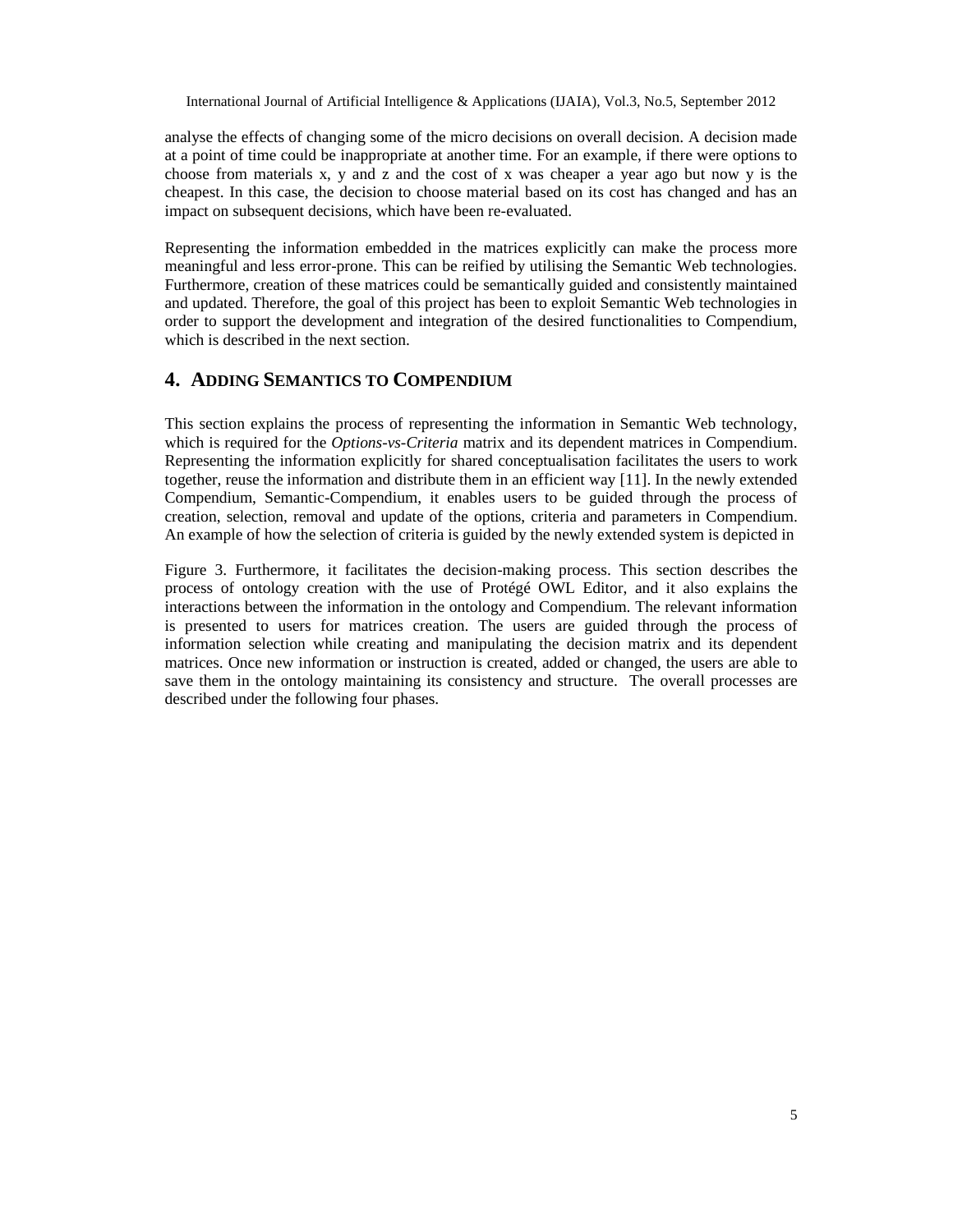analyse the effects of changing some of the micro decisions on overall decision. A decision made at a point of time could be inappropriate at another time. For an example, if there were options to choose from materials x, y and z and the cost of x was cheaper a year ago but now y is the cheapest. In this case, the decision to choose material based on its cost has changed and has an impact on subsequent decisions, which have been re-evaluated.

Representing the information embedded in the matrices explicitly can make the process more meaningful and less error-prone. This can be reified by utilising the Semantic Web technologies. Furthermore, creation of these matrices could be semantically guided and consistently maintained and updated. Therefore, the goal of this project has been to exploit Semantic Web technologies in order to support the development and integration of the desired functionalities to Compendium, which is described in the next section.

## 4. ADDING SEMANTICS TO COMPENDIUM

This section explains the process of representing the information in Semantic Web technology, which is required for the *Options-vs-Criteria* matrix and its dependent matrices in Compendium. Representing the information explicitly for shared conceptualisation facilitates the users to work together, reuse the information and distribute them in an efficient way [11]. In the newly extended Compendium, Semantic-Compendium, it enables users to be guided through the process of creation, selection, removal and update of the options, criteria and parameters in Compendium. An example of how the selection of criteria is guided by the newly extended system is depicted in

Figure 3. Furthermore, it facilitates the decision-making process. This section describes the process of ontology creation with the use of Protégé OWL Editor, and it also explains the interactions between the information in the ontology and Compendium. The relevant information is presented to users for matrices creation. The users are guided through the process of information selection while creating and manipulating the decision matrix and its dependent matrices. Once new information or instruction is created, added or changed, the users are able to save them in the ontology maintaining its consistency and structure. The overall processes are described under the following four phases.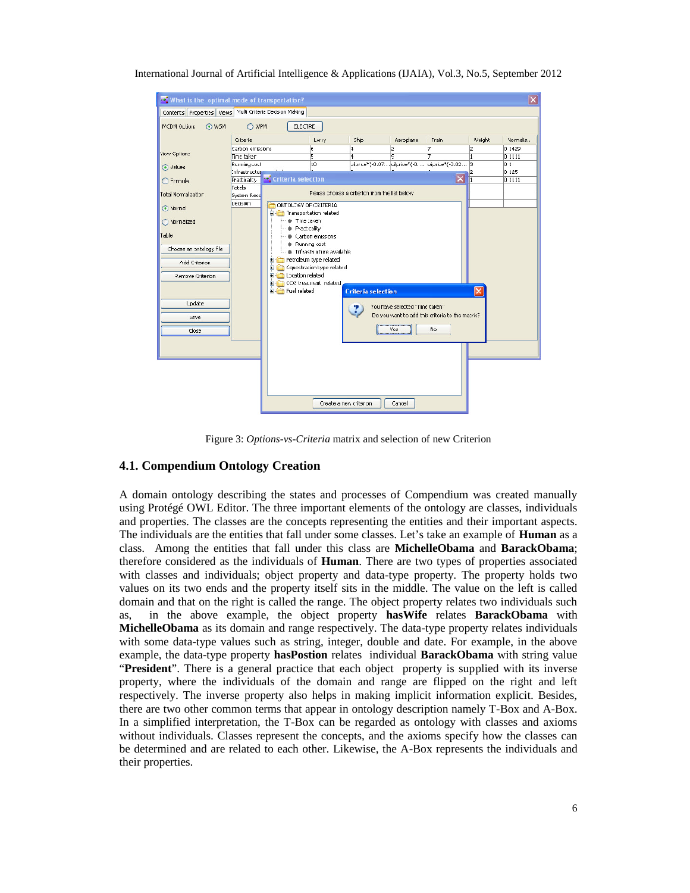Figure 3: *Options-vs-Criteria* matrix and selection of new Criterion

### 4.1. Compendium Ontology Creation

A domain ontology describing the states and processes of Compendium was created manually using Protégé OWL Editor. The three important elements of the ontology are classes, individuals and properties. The classes are the concepts representing the entities and their important aspects. The individuals are the entities that fall under some classes. Let's take an example of **Human** as a class. Among the entities that fall under this class are **MichelleObama** and **BarackObama**; therefore considered as the individuals of **Human**. There are two types of properties associated with classes and individuals; object property and data-type property. The property holds two values on its two ends and the property itself sits in the middle. The value on the left is called domain and that on the right is called the range. The object property relates two individuals such as, in the above example, the object property **hasWife** relates **BarackObama** with **MichelleObama** as its domain and range respectively. The data-type property relates individuals with some data-type values such as string, integer, double and date. For example, in the above example, the data-type property **hasPostion** relates individual **BarackObama** with string value "**President**". There is a general practice that each object property is supplied with its inverse property, where the individuals of the domain and range are flipped on the right and left respectively. The inverse property also helps in making implicit information explicit. Besides, there are two other common terms that appear in ontology description namely T-Box and A-Box. In a simplified interpretation, the T-Box can be regarded as ontology with classes and axioms without individuals. Classes represent the concepts, and the axioms specify how the classes can be determined and are related to each other. Likewise, the A-Box represents the individuals and their properties.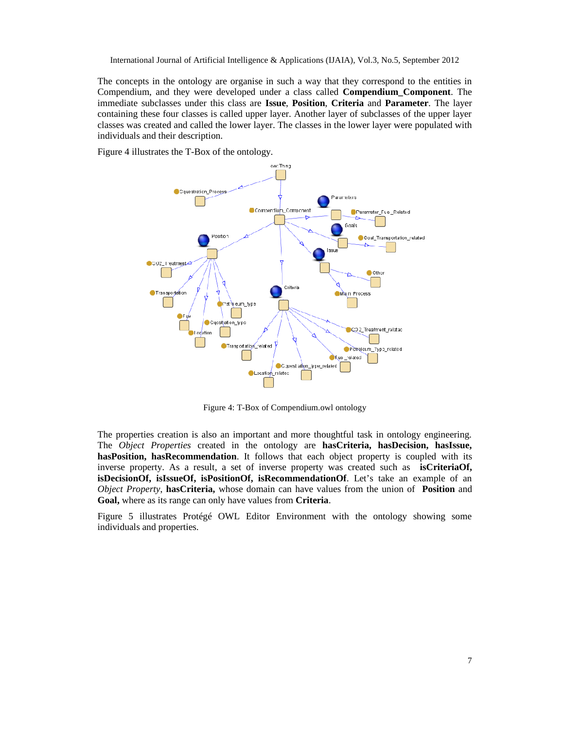The concepts in the ontology are organise in such a way that they correspond to the entities in Compendium, and they were developed under a class called **Compendium_Component**. The immediate subclasses under this class are **Issue**, **Position**, **Criteria** and **Parameter**. The layer containing these four classes is called upper layer. Another layer of subclasses of the upper layer classes was created and called the lower layer. The classes in the lower layer were populated with individuals and their description.

Figure 4 illustrates the T-Box of the ontology.

owl:Thing
Sequestration_Process
Parameters
Compendium_Component
Parameter_Fuel_Related
Goals
Position
Goal_Transportation_related
Issue
CO2_Treatment
Other
Criteria
Main_Process
Transportation
Petroleum_type
Fuel
Sequestration_type
CO2_Treatment_related
Location
Trasportation_related
Petroleum_Type_related
Fuel_related
Sequestration_type_related
Location_related

Figure 4: T-Box of Compendium.owl ontology

The properties creation is also an important and more thoughtful task in ontology engineering. The *Object Properties* created in the ontology are **hasCriteria, hasDecision, hasIssue, hasPosition, hasRecommendation**. It follows that each object property is coupled with its inverse property. As a result, a set of inverse property was created such as **isCriteriaOf, isDecisionOf, isIssueOf, isPositionOf, isRecommendationOf**. Let's take an example of an *Object Property*, **hasCriteria,** whose domain can have values from the union of **Position** and **Goal,** where as its range can only have values from **Criteria**.

Figure 5 illustrates Protégé OWL Editor Environment with the ontology showing some individuals and properties.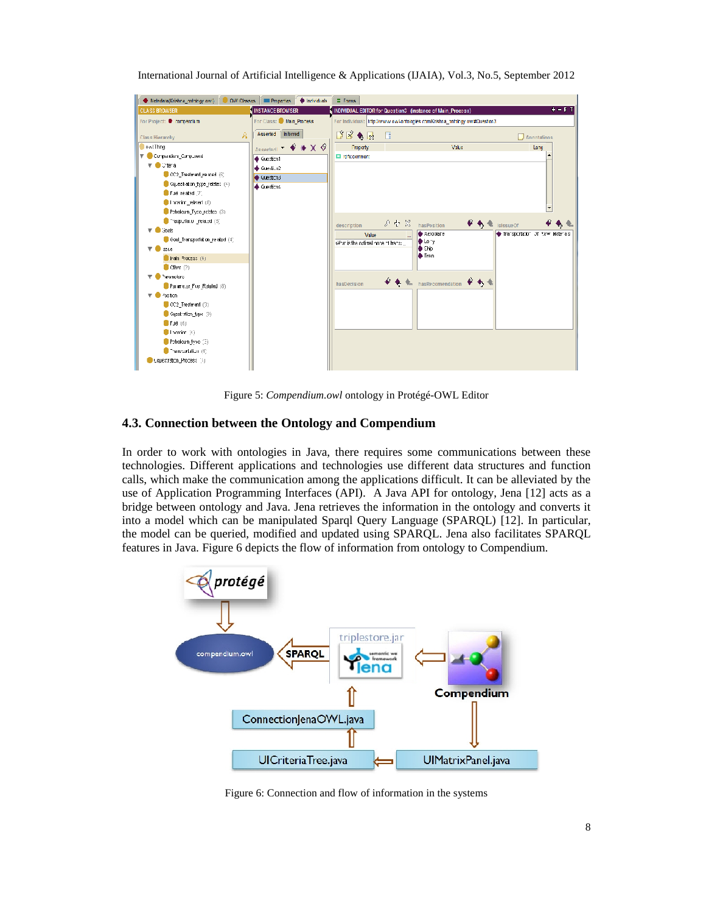Figure 5: *Compendium.owl* ontology in Protégé-OWL Editor

### 4.3. Connection between the Ontology and Compendium

In order to work with ontologies in Java, there requires some communications between these technologies. Different applications and technologies use different data structures and function calls, which make the communication among the applications difficult. It can be alleviated by the use of Application Programming Interfaces (API). A Java API for ontology, Jena [12] acts as a bridge between ontology and Java. Jena retrieves the information in the ontology and converts it into a model which can be manipulated Sparql Query Language (SPARQL) [12]. In particular, the model can be queried, modified and updated using SPARQL. Jena also facilitates SPARQL features in Java. Figure 6 depicts the flow of information from ontology to Compendium.

Figure 6: Connection and flow of information in the systems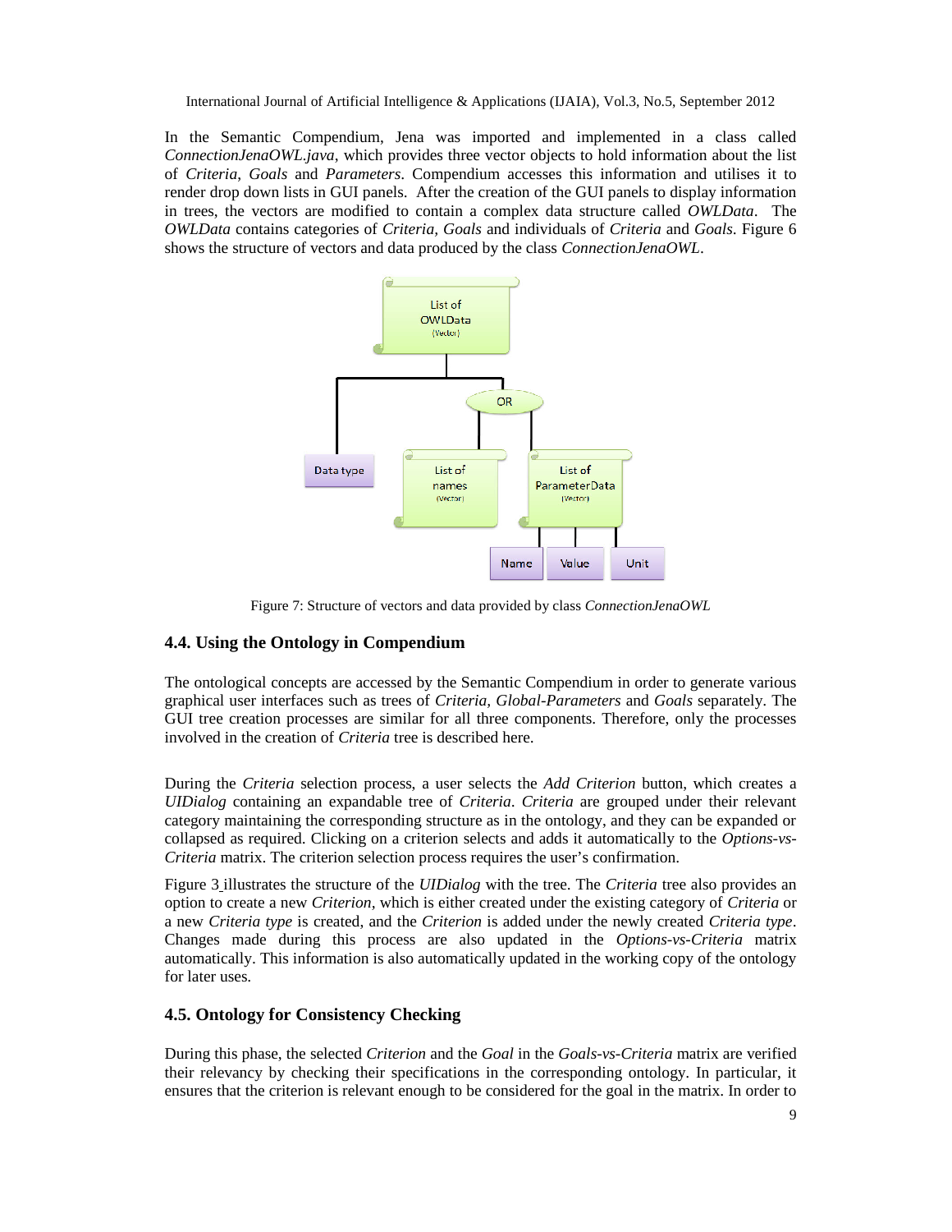In the Semantic Compendium, Jena was imported and implemented in a class called *ConnectionJenaOWL.java*, which provides three vector objects to hold information about the list of *Criteria*, *Goals* and *Parameters*. Compendium accesses this information and utilises it to render drop down lists in GUI panels. After the creation of the GUI panels to display information in trees, the vectors are modified to contain a complex data structure called *OWLData*. The *OWLData* contains categories of *Criteria, Goals* and individuals of *Criteria* and *Goals*. Figure 6 shows the structure of vectors and data produced by the class *ConnectionJenaOWL*.

List of
OWLData
(Vector)

OR

Data type

List of
names
(Vector)

List of
ParameterData
(Vector)

Name

Value

Unit

Figure 7: Structure of vectors and data provided by class *ConnectionJenaOWL*

### 4.4. Using the Ontology in Compendium

The ontological concepts are accessed by the Semantic Compendium in order to generate various graphical user interfaces such as trees of *Criteria, Global-Parameters* and *Goals* separately. The GUI tree creation processes are similar for all three components. Therefore, only the processes involved in the creation of *Criteria* tree is described here.

During the *Criteria* selection process, a user selects the *Add Criterion* button, which creates a *UIDialog* containing an expandable tree of *Criteria*. *Criteria* are grouped under their relevant category maintaining the corresponding structure as in the ontology, and they can be expanded or collapsed as required. Clicking on a criterion selects and adds it automatically to the *Options-vs-Criteria* matrix. The criterion selection process requires the user's confirmation.

Figure 3 illustrates the structure of the *UIDialog* with the tree. The *Criteria* tree also provides an option to create a new *Criterion*, which is either created under the existing category of *Criteria* or a new *Criteria type* is created, and the *Criterion* is added under the newly created *Criteria type*. Changes made during this process are also updated in the *Options-vs-Criteria* matrix automatically. This information is also automatically updated in the working copy of the ontology for later uses.

### 4.5. Ontology for Consistency Checking

During this phase, the selected *Criterion* and the *Goal* in the *Goals-vs-Criteria* matrix are verified their relevancy by checking their specifications in the corresponding ontology. In particular, it ensures that the criterion is relevant enough to be considered for the goal in the matrix. In order to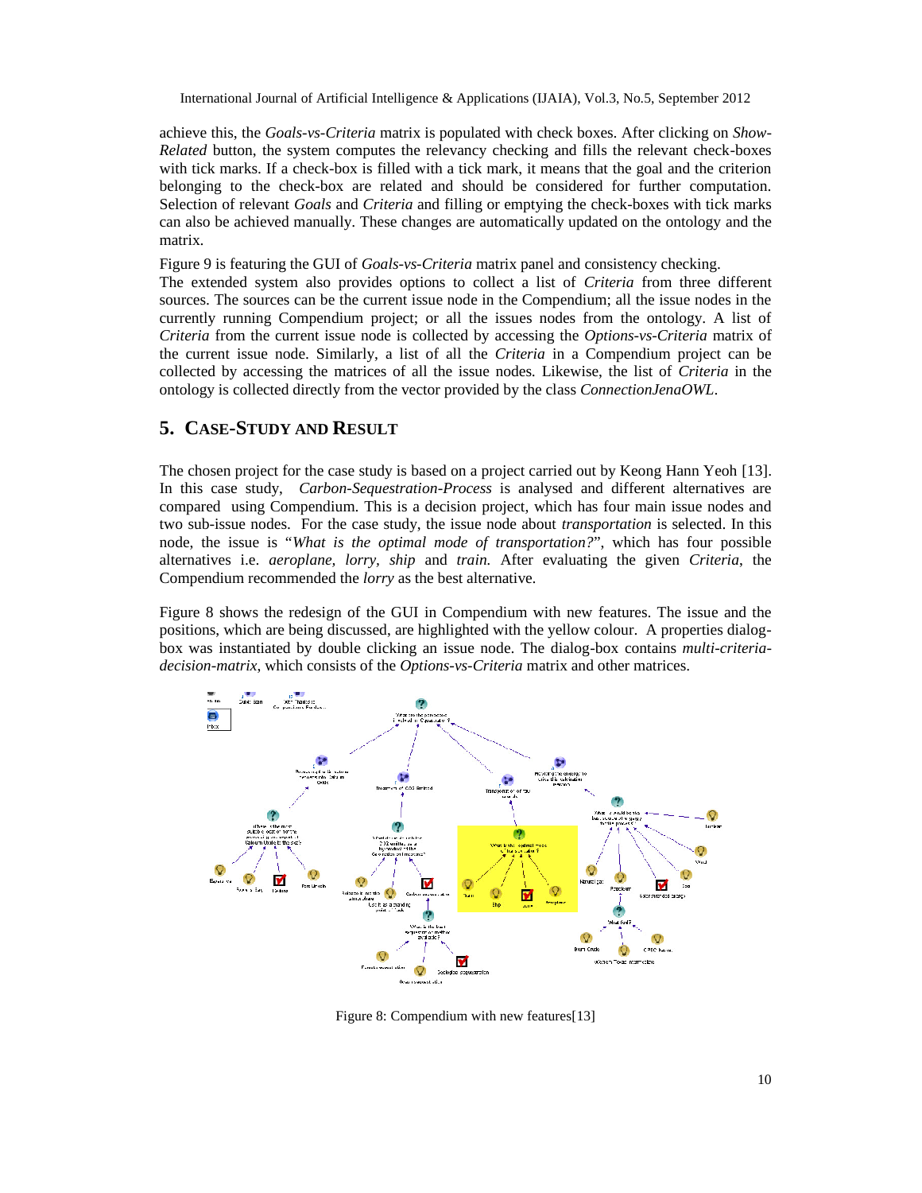achieve this, the *Goals-vs-Criteria* matrix is populated with check boxes. After clicking on *Show-Related* button, the system computes the relevancy checking and fills the relevant check-boxes with tick marks. If a check-box is filled with a tick mark, it means that the goal and the criterion belonging to the check-box are related and should be considered for further computation. Selection of relevant *Goals* and *Criteria* and filling or emptying the check-boxes with tick marks can also be achieved manually. These changes are automatically updated on the ontology and the matrix.

Figure 9 is featuring the GUI of *Goals-vs-Criteria* matrix panel and consistency checking.

The extended system also provides options to collect a list of *Criteria* from three different sources. The sources can be the current issue node in the Compendium; all the issue nodes in the currently running Compendium project; or all the issues nodes from the ontology. A list of *Criteria* from the current issue node is collected by accessing the *Options-vs-Criteria* matrix of the current issue node. Similarly, a list of all the *Criteria* in a Compendium project can be collected by accessing the matrices of all the issue nodes. Likewise, the list of *Criteria* in the ontology is collected directly from the vector provided by the class *ConnectionJenaOWL*.

## 5. CASE-STUDY AND RESULT

The chosen project for the case study is based on a project carried out by Keong Hann Yeoh [13]. In this case study, *Carbon-Sequestration-Process* is analysed and different alternatives are compared using Compendium. This is a decision project, which has four main issue nodes and two sub-issue nodes. For the case study, the issue node about *transportation* is selected. In this node, the issue is "*What is the optimal mode of transportation?*", which has four possible alternatives i.e. *aeroplane*, *lorry*, *ship* and *train.* After evaluating the given *Criteria*, the Compendium recommended the *lorry* as the best alternative.

Figure 8 shows the redesign of the GUI in Compendium with new features. The issue and the positions, which are being discussed, are highlighted with the yellow colour. A properties dialog-box was instantiated by double clicking an issue node. The dialog-box contains *multi-criteria-decision-matrix*, which consists of the *Options-vs-Criteria* matrix and other matrices.

Figure 8: Compendium with new features[13]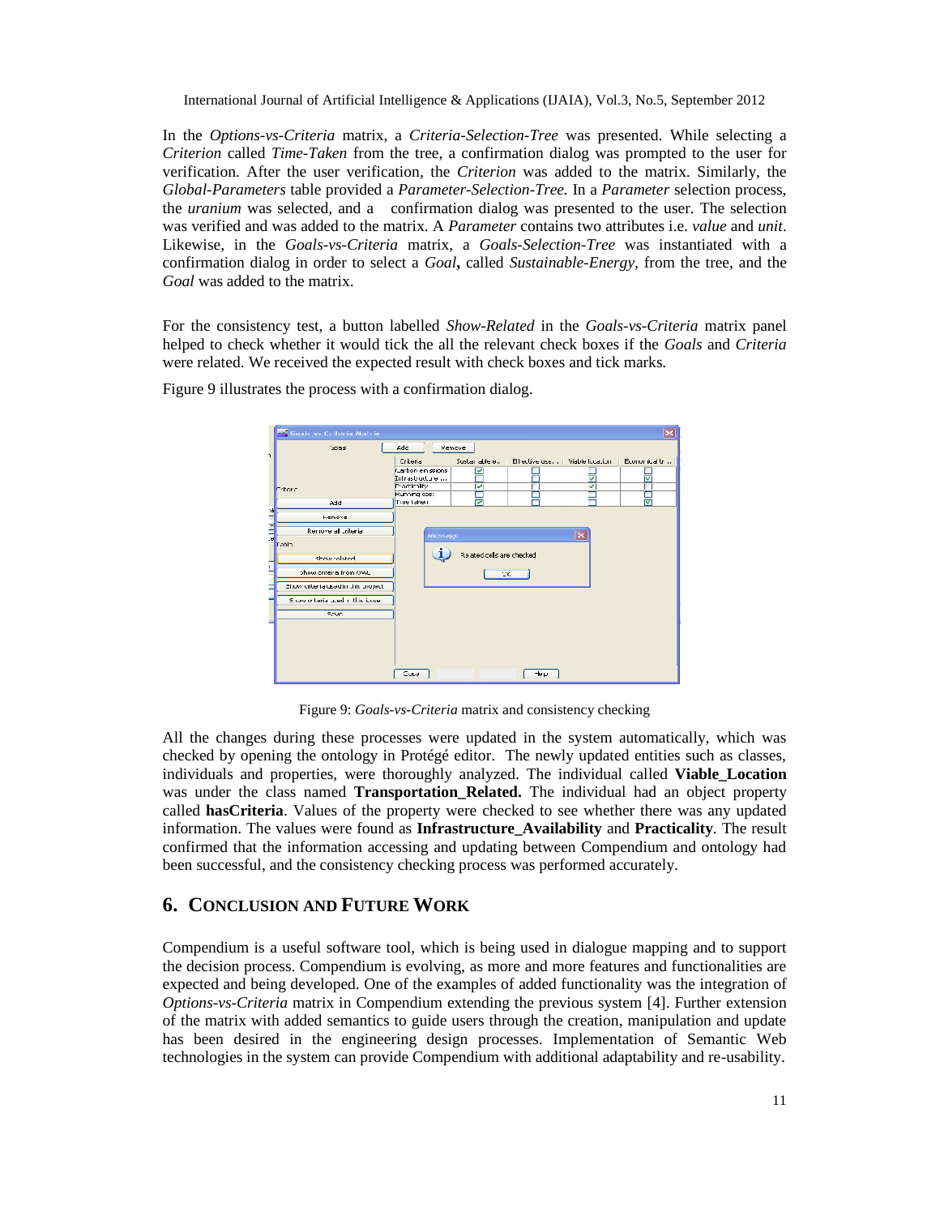In the *Options-vs-Criteria* matrix, a *Criteria-Selection-Tree* was presented. While selecting a *Criterion* called *Time-Taken* from the tree, a confirmation dialog was prompted to the user for verification. After the user verification, the *Criterion* was added to the matrix. Similarly, the *Global-Parameters* table provided a *Parameter-Selection-Tree.* In a *Parameter* selection process, the *uranium* was selected, and a confirmation dialog was presented to the user. The selection was verified and was added to the matrix. A *Parameter* contains two attributes i.e. *value* and *unit*. Likewise, in the *Goals-vs-Criteria* matrix, a *Goals-Selection-Tree* was instantiated with a confirmation dialog in order to select a *Goal***,** called *Sustainable-Energy*, from the tree, and the *Goal* was added to the matrix.

For the consistency test, a button labelled *Show-Related* in the *Goals-vs-Criteria* matrix panel helped to check whether it would tick the all the relevant check boxes if the *Goals* and *Criteria* were related. We received the expected result with check boxes and tick marks.

Figure 9 illustrates the process with a confirmation dialog.

Figure 9: *Goals-vs-Criteria* matrix and consistency checking

All the changes during these processes were updated in the system automatically, which was checked by opening the ontology in Protégé editor. The newly updated entities such as classes, individuals and properties, were thoroughly analyzed. The individual called **Viable_Location** was under the class named **Transportation_Related.** The individual had an object property called **hasCriteria**. Values of the property were checked to see whether there was any updated information. The values were found as **Infrastructure_Availability** and **Practicality**. The result confirmed that the information accessing and updating between Compendium and ontology had been successful, and the consistency checking process was performed accurately.

## 6. CONCLUSION AND FUTURE WORK

Compendium is a useful software tool, which is being used in dialogue mapping and to support the decision process. Compendium is evolving, as more and more features and functionalities are expected and being developed. One of the examples of added functionality was the integration of *Options-vs-Criteria* matrix in Compendium extending the previous system [4]. Further extension of the matrix with added semantics to guide users through the creation, manipulation and update has been desired in the engineering design processes. Implementation of Semantic Web technologies in the system can provide Compendium with additional adaptability and re-usability.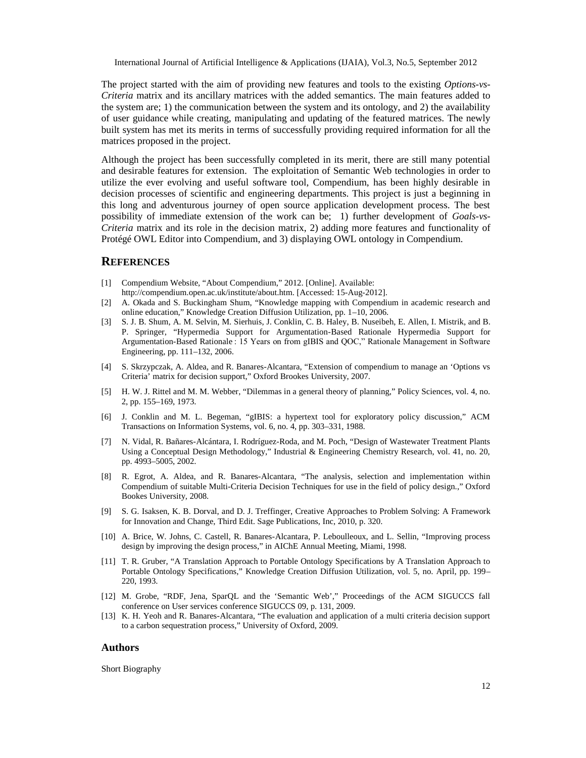The project started with the aim of providing new features and tools to the existing *Options-vs-Criteria* matrix and its ancillary matrices with the added semantics. The main features added to the system are; 1) the communication between the system and its ontology, and 2) the availability of user guidance while creating, manipulating and updating of the featured matrices. The newly built system has met its merits in terms of successfully providing required information for all the matrices proposed in the project.

Although the project has been successfully completed in its merit, there are still many potential and desirable features for extension. The exploitation of Semantic Web technologies in order to utilize the ever evolving and useful software tool, Compendium, has been highly desirable in decision processes of scientific and engineering departments. This project is just a beginning in this long and adventurous journey of open source application development process. The best possibility of immediate extension of the work can be; 1) further development of *Goals-vs-Criteria* matrix and its role in the decision matrix, 2) adding more features and functionality of Protégé OWL Editor into Compendium, and 3) displaying OWL ontology in Compendium.

## REFERENCES

[1] Compendium Website, "About Compendium," 2012. [Online]. Available: http://compendium.open.ac.uk/institute/about.htm. [Accessed: 15-Aug-2012].

[2] A. Okada and S. Buckingham Shum, "Knowledge mapping with Compendium in academic research and online education," Knowledge Creation Diffusion Utilization, pp. 1–10, 2006.

[3] S. J. B. Shum, A. M. Selvin, M. Sierhuis, J. Conklin, C. B. Haley, B. Nuseibeh, E. Allen, I. Mistrik, and B. P. Springer, "Hypermedia Support for Argumentation-Based Rationale Hypermedia Support for Argumentation-Based Rationale : 15 Years on from gIBIS and QOC," Rationale Management in Software Engineering, pp. 111–132, 2006.

[4] S. Skrzypczak, A. Aldea, and R. Banares-Alcantara, "Extension of compendium to manage an 'Options vs Criteria' matrix for decision support," Oxford Brookes University, 2007.

[5] H. W. J. Rittel and M. M. Webber, "Dilemmas in a general theory of planning," Policy Sciences, vol. 4, no. 2, pp. 155–169, 1973.

[6] J. Conklin and M. L. Begeman, "gIBIS: a hypertext tool for exploratory policy discussion," ACM Transactions on Information Systems, vol. 6, no. 4, pp. 303–331, 1988.

[7] N. Vidal, R. Bañares-Alcántara, I. Rodríguez-Roda, and M. Poch, "Design of Wastewater Treatment Plants Using a Conceptual Design Methodology," Industrial & Engineering Chemistry Research, vol. 41, no. 20, pp. 4993–5005, 2002.

[8] R. Egrot, A. Aldea, and R. Banares-Alcantara, "The analysis, selection and implementation within Compendium of suitable Multi-Criteria Decision Techniques for use in the field of policy design.," Oxford Bookes University, 2008.

[9] S. G. Isaksen, K. B. Dorval, and D. J. Treffinger, Creative Approaches to Problem Solving: A Framework for Innovation and Change, Third Edit. Sage Publications, Inc, 2010, p. 320.

[10] A. Brice, W. Johns, C. Castell, R. Banares-Alcantara, P. Leboulleoux, and L. Sellin, "Improving process design by improving the design process," in AIChE Annual Meeting, Miami, 1998.

[11] T. R. Gruber, "A Translation Approach to Portable Ontology Specifications by A Translation Approach to Portable Ontology Specifications," Knowledge Creation Diffusion Utilization, vol. 5, no. April, pp. 199–220, 1993.

[12] M. Grobe, "RDF, Jena, SparQL and the 'Semantic Web'," Proceedings of the ACM SIGUCCS fall conference on User services conference SIGUCCS 09, p. 131, 2009.

[13] K. H. Yeoh and R. Banares-Alcantara, "The evaluation and application of a multi criteria decision support to a carbon sequestration process," University of Oxford, 2009.

### Authors

Short Biography